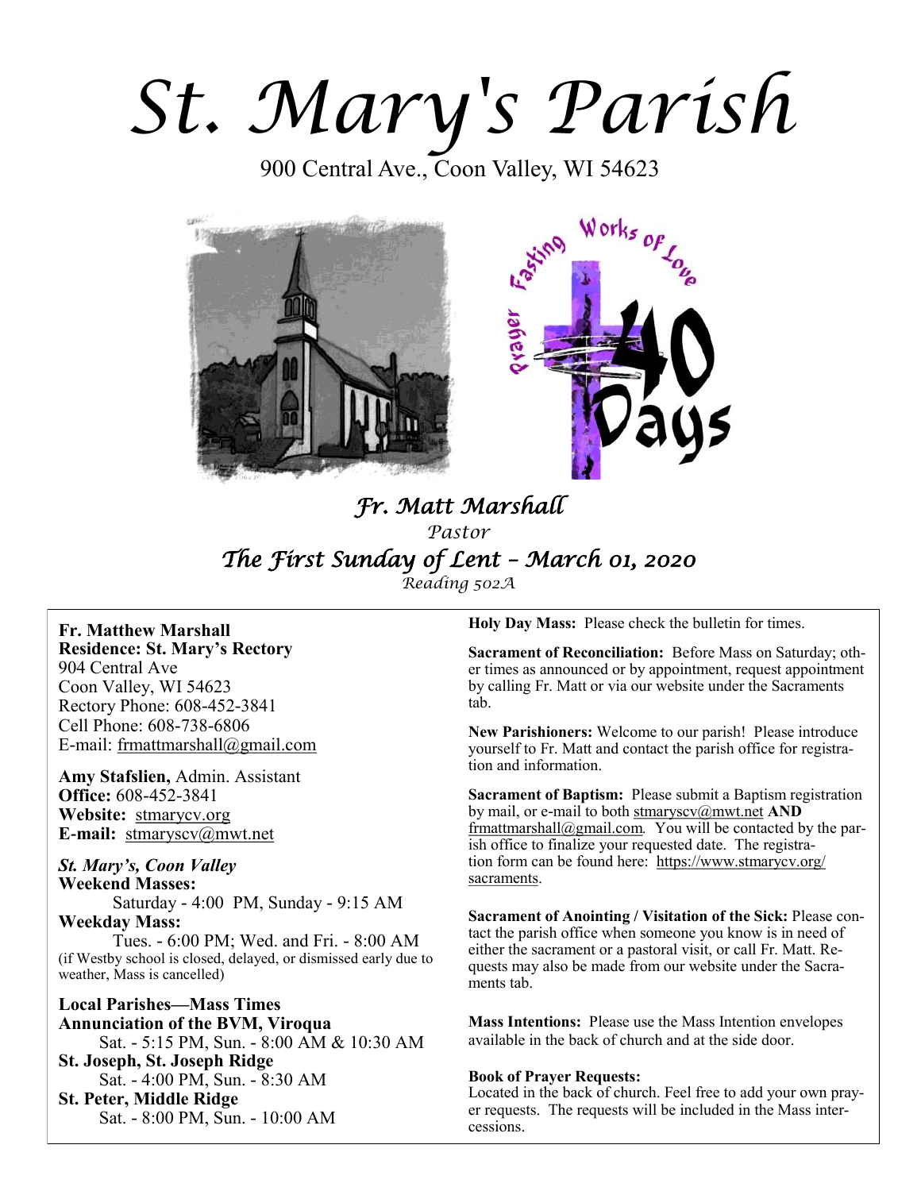# St. Mary's Parish

900 Central Ave., Coon Valley, WI 54623

## *Fr. Matt Marshall*

*Pastor*

## *The First Sunday of Lent – March 01, 2020*

*Reading 502A*

**Fr. Matthew Marshall**
**Residence: St. Mary's Rectory**
904 Central Ave
Coon Valley, WI 54623
Rectory Phone: 608-452-3841
Cell Phone: 608-738-6806
E-mail: frmattmarshall@gmail.com

**Amy Stafslien,** Admin. Assistant
**Office:** 608-452-3841
**Website:** stmarycv.org
**E-mail:** stmaryscv@mwt.net

***St. Mary's, Coon Valley***
**Weekend Masses:**
Saturday - 4:00 PM, Sunday - 9:15 AM
**Weekday Mass:**
Tues. - 6:00 PM; Wed. and Fri. - 8:00 AM
(if Westby school is closed, delayed, or dismissed early due to weather, Mass is cancelled)

**Local Parishes—Mass Times**
**Annunciation of the BVM, Viroqua**
Sat. - 5:15 PM, Sun. - 8:00 AM & 10:30 AM
**St. Joseph, St. Joseph Ridge**
Sat. - 4:00 PM, Sun. - 8:30 AM
**St. Peter, Middle Ridge**
Sat. - 8:00 PM, Sun. - 10:00 AM

**Holy Day Mass:** Please check the bulletin for times.

**Sacrament of Reconciliation:** Before Mass on Saturday; other times as announced or by appointment, request appointment by calling Fr. Matt or via our website under the Sacraments tab.

**New Parishioners:** Welcome to our parish! Please introduce yourself to Fr. Matt and contact the parish office for registration and information.

**Sacrament of Baptism:** Please submit a Baptism registration by mail, or e-mail to both stmaryscv@mwt.net **AND** frmattmarshall@gmail.com. You will be contacted by the parish office to finalize your requested date. The registration form can be found here: https://www.stmarycv.org/sacraments.

**Sacrament of Anointing / Visitation of the Sick:** Please contact the parish office when someone you know is in need of either the sacrament or a pastoral visit, or call Fr. Matt. Requests may also be made from our website under the Sacraments tab.

**Mass Intentions:** Please use the Mass Intention envelopes available in the back of church and at the side door.

**Book of Prayer Requests:**
Located in the back of church. Feel free to add your own prayer requests. The requests will be included in the Mass intercessions.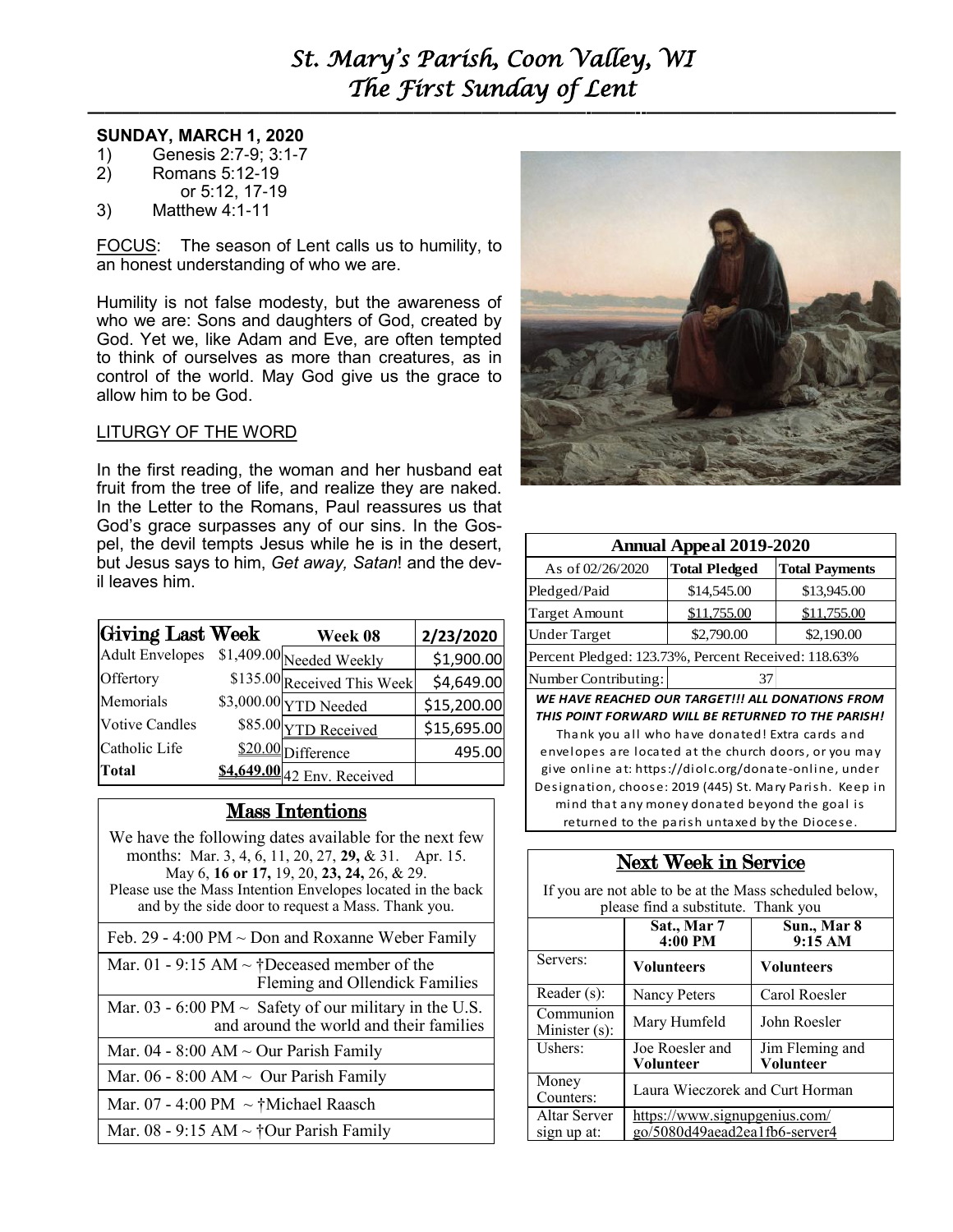# St. Mary's Parish, Coon Valley, WI
## The First Sunday of Lent

**SUNDAY, MARCH 1, 2020**

1) Genesis 2:7-9; 3:1-7
2) Romans 5:12-19
   or 5:12, 17-19
3) Matthew 4:1-11

FOCUS: The season of Lent calls us to humility, to an honest understanding of who we are.

Humility is not false modesty, but the awareness of who we are: Sons and daughters of God, created by God. Yet we, like Adam and Eve, are often tempted to think of ourselves as more than creatures, as in control of the world. May God give us the grace to allow him to be God.

LITURGY OF THE WORD

In the first reading, the woman and her husband eat fruit from the tree of life, and realize they are naked. In the Letter to the Romans, Paul reassures us that God's grace surpasses any of our sins. In the Gospel, the devil tempts Jesus while he is in the desert, but Jesus says to him, *Get away, Satan*! and the devil leaves him.

| **Giving Last Week** | | **Week 08** | **2/23/2020** |
|---|---|---|---|
| Adult Envelopes | $1,409.00 | Needed Weekly | $1,900.00 |
| Offertory | $135.00 | Received This Week | $4,649.00 |
| Memorials | $3,000.00 | YTD Needed | $15,200.00 |
| Votive Candles | $85.00 | YTD Received | $15,695.00 |
| Catholic Life | $20.00 | Difference | 495.00 |
| **Total** | **$4,649.00** | 42 Env. Received | |

## Mass Intentions

We have the following dates available for the next few months: Mar. 3, 4, 6, 11, 20, 27, **29,** & 31. Apr. 15. May 6, **16 or 17,** 19, 20, **23, 24,** 26, & 29. Please use the Mass Intention Envelopes located in the back and by the side door to request a Mass. Thank you.

- Feb. 29 - 4:00 PM ~ Don and Roxanne Weber Family
- Mar. 01 - 9:15 AM ~ †Deceased member of the Fleming and Ollendick Families
- Mar. 03 - 6:00 PM ~ Safety of our military in the U.S. and around the world and their families
- Mar. 04 - 8:00 AM ~ Our Parish Family
- Mar. 06 - 8:00 AM ~ Our Parish Family
- Mar. 07 - 4:00 PM ~ †Michael Raasch
- Mar. 08 - 9:15 AM ~ †Our Parish Family

| **Annual Appeal 2019-2020** | | |
|---|---|---|
| As of 02/26/2020 | **Total Pledged** | **Total Payments** |
| Pledged/Paid | $14,545.00 | $13,945.00 |
| Target Amount | $11,755.00 | $11,755.00 |
| Under Target | $2,790.00 | $2,190.00 |
| Percent Pledged: 123.73%, Percent Received: 118.63% | | |
| Number Contributing: | 37 | |

***WE HAVE REACHED OUR TARGET!!! ALL DONATIONS FROM THIS POINT FORWARD WILL BE RETURNED TO THE PARISH!***

Thank you all who have donated! Extra cards and envelopes are located at the church doors, or you may give online at: https://diolc.org/donate-online, under Designation, choose: 2019 (445) St. Mary Parish. Keep in mind that any money donated beyond the goal is returned to the parish untaxed by the Diocese.

## Next Week in Service

If you are not able to be at the Mass scheduled below, please find a substitute. Thank you

| | **Sat., Mar 7 4:00 PM** | **Sun., Mar 8 9:15 AM** |
|---|---|---|
| Servers: | **Volunteers** | **Volunteers** |
| Reader (s): | Nancy Peters | Carol Roesler |
| Communion Minister (s): | Mary Humfeld | John Roesler |
| Ushers: | Joe Roesler and **Volunteer** | Jim Fleming and **Volunteer** |
| Money Counters: | Laura Wieczorek and Curt Horman | |
| Altar Server sign up at: | https://www.signupgenius.com/go/5080d49aead2ea1fb6-server4 | |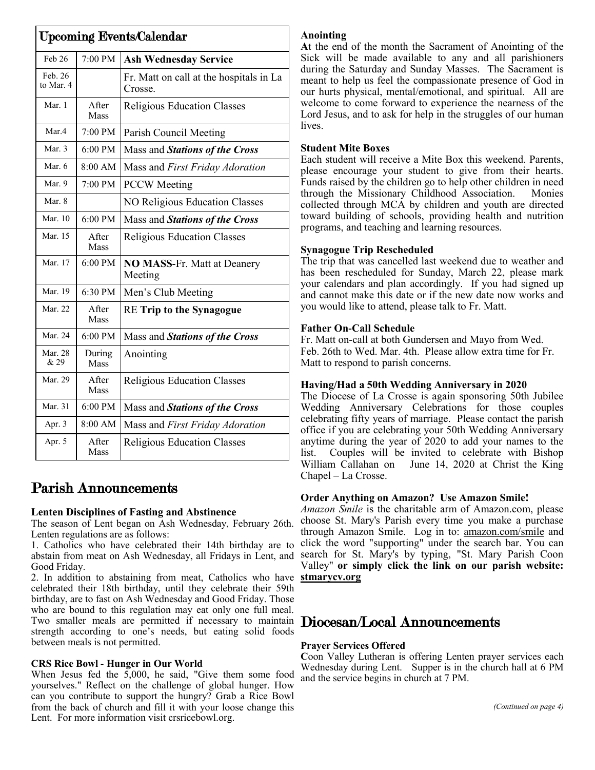## Upcoming Events/Calendar

| Date | Time | Event |
|---|---|---|
| Feb 26 | 7:00 PM | **Ash Wednesday Service** |
| Feb. 26 to Mar. 4 | | Fr. Matt on call at the hospitals in La Crosse. |
| Mar. 1 | After Mass | Religious Education Classes |
| Mar.4 | 7:00 PM | Parish Council Meeting |
| Mar. 3 | 6:00 PM | Mass and ***Stations of the Cross*** |
| Mar. 6 | 8:00 AM | Mass and *First Friday Adoration* |
| Mar. 9 | 7:00 PM | PCCW Meeting |
| Mar. 8 | | NO Religious Education Classes |
| Mar. 10 | 6:00 PM | Mass and ***Stations of the Cross*** |
| Mar. 15 | After Mass | Religious Education Classes |
| Mar. 17 | 6:00 PM | **NO MASS**-Fr. Matt at Deanery Meeting |
| Mar. 19 | 6:30 PM | Men's Club Meeting |
| Mar. 22 | After Mass | RE **Trip to the Synagogue** |
| Mar. 24 | 6:00 PM | Mass and ***Stations of the Cross*** |
| Mar. 28 & 29 | During Mass | Anointing |
| Mar. 29 | After Mass | Religious Education Classes |
| Mar. 31 | 6:00 PM | Mass and ***Stations of the Cross*** |
| Apr. 3 | 8:00 AM | Mass and *First Friday Adoration* |
| Apr. 5 | After Mass | Religious Education Classes |

## Parish Announcements

**Lenten Disciplines of Fasting and Abstinence**

The season of Lent began on Ash Wednesday, February 26th. Lenten regulations are as follows:

1. Catholics who have celebrated their 14th birthday are to abstain from meat on Ash Wednesday, all Fridays in Lent, and Good Friday.

2. In addition to abstaining from meat, Catholics who have celebrated their 18th birthday, until they celebrate their 59th birthday, are to fast on Ash Wednesday and Good Friday. Those who are bound to this regulation may eat only one full meal. Two smaller meals are permitted if necessary to maintain strength according to one's needs, but eating solid foods between meals is not permitted.

**CRS Rice Bowl - Hunger in Our World**

When Jesus fed the 5,000, he said, "Give them some food yourselves." Reflect on the challenge of global hunger. How can you contribute to support the hungry? Grab a Rice Bowl from the back of church and fill it with your loose change this Lent. For more information visit crsricebowl.org.

**Anointing**

At the end of the month the Sacrament of Anointing of the Sick will be made available to any and all parishioners during the Saturday and Sunday Masses. The Sacrament is meant to help us feel the compassionate presence of God in our hurts physical, mental/emotional, and spiritual. All are welcome to come forward to experience the nearness of the Lord Jesus, and to ask for help in the struggles of our human lives.

**Student Mite Boxes**

Each student will receive a Mite Box this weekend. Parents, please encourage your student to give from their hearts. Funds raised by the children go to help other children in need through the Missionary Childhood Association. Monies collected through MCA by children and youth are directed toward building of schools, providing health and nutrition programs, and teaching and learning resources.

**Synagogue Trip Rescheduled**

The trip that was cancelled last weekend due to weather and has been rescheduled for Sunday, March 22, please mark your calendars and plan accordingly. If you had signed up and cannot make this date or if the new date now works and you would like to attend, please talk to Fr. Matt.

**Father On-Call Schedule**

Fr. Matt on-call at both Gundersen and Mayo from Wed. Feb. 26th to Wed. Mar. 4th. Please allow extra time for Fr. Matt to respond to parish concerns.

**Having/Had a 50th Wedding Anniversary in 2020**

The Diocese of La Crosse is again sponsoring 50th Jubilee Wedding Anniversary Celebrations for those couples celebrating fifty years of marriage. Please contact the parish office if you are celebrating your 50th Wedding Anniversary anytime during the year of 2020 to add your names to the list. Couples will be invited to celebrate with Bishop William Callahan on June 14, 2020 at Christ the King Chapel – La Crosse.

**Order Anything on Amazon? Use Amazon Smile!**

*Amazon Smile* is the charitable arm of Amazon.com, please choose St. Mary's Parish every time you make a purchase through Amazon Smile. Log in to: amazon.com/smile and click the word "supporting" under the search bar. You can search for St. Mary's by typing, "St. Mary Parish Coon Valley" **or simply click the link on our parish website: stmarycv.org**

## Diocesan/Local Announcements

**Prayer Services Offered**

Coon Valley Lutheran is offering Lenten prayer services each Wednesday during Lent. Supper is in the church hall at 6 PM and the service begins in church at 7 PM.

*(Continued on page 4)*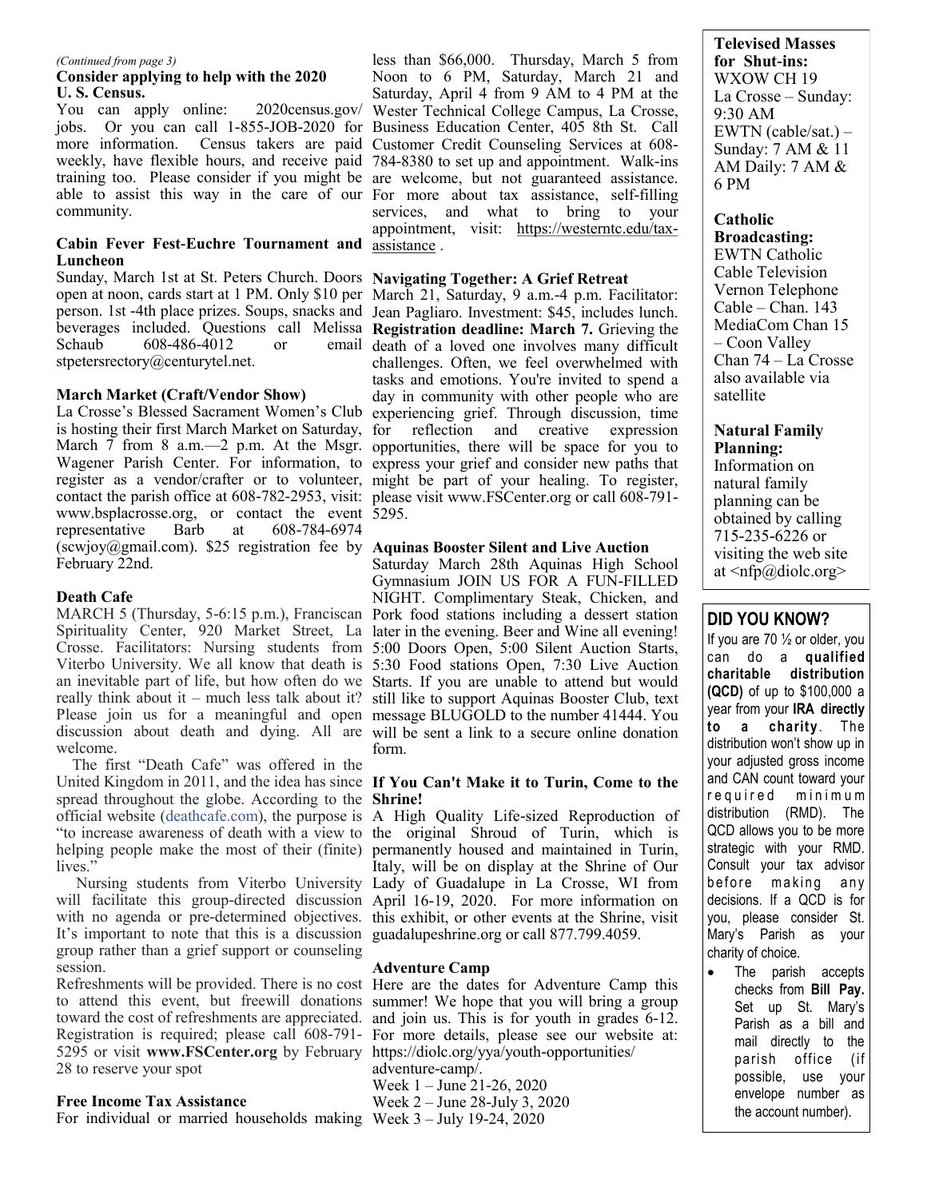*(Continued from page 3)*

**Consider applying to help with the 2020 U. S. Census.**

You can apply online: 2020census.gov/jobs. Or you can call 1-855-JOB-2020 for more information. Census takers are paid weekly, have flexible hours, and receive paid training too. Please consider if you might be able to assist this way in the care of our community.

**Cabin Fever Fest-Euchre Tournament and Luncheon**

Sunday, March 1st at St. Peters Church. Doors open at noon, cards start at 1 PM. Only $10 per person. 1st -4th place prizes. Soups, snacks and beverages included. Questions call Melissa Schaub 608-486-4012 or email stpetersrectory@centurytel.net.

**March Market (Craft/Vendor Show)**

La Crosse's Blessed Sacrament Women's Club is hosting their first March Market on Saturday, March 7 from 8 a.m.—2 p.m. At the Msgr. Wagener Parish Center. For information, to register as a vendor/crafter or to volunteer, contact the parish office at 608-782-2953, visit: www.bsplacrosse.org, or contact the event representative Barb at 608-784-6974 (scwjoy@gmail.com). $25 registration fee by February 22nd.

**Death Cafe**

MARCH 5 (Thursday, 5-6:15 p.m.), Franciscan Spirituality Center, 920 Market Street, La Crosse. Facilitators: Nursing students from Viterbo University. We all know that death is an inevitable part of life, but how often do we really think about it – much less talk about it? Please join us for a meaningful and open discussion about death and dying. All are welcome.

The first "Death Cafe" was offered in the United Kingdom in 2011, and the idea has since spread throughout the globe. According to the official website (deathcafe.com), the purpose is "to increase awareness of death with a view to helping people make the most of their (finite) lives."

Nursing students from Viterbo University will facilitate this group-directed discussion with no agenda or pre-determined objectives. It's important to note that this is a discussion group rather than a grief support or counseling session.

Refreshments will be provided. There is no cost to attend this event, but freewill donations toward the cost of refreshments are appreciated. Registration is required; please call 608-791-5295 or visit **www.FSCenter.org** by February 28 to reserve your spot

**Free Income Tax Assistance**

For individual or married households making less than $66,000. Thursday, March 5 from Noon to 6 PM, Saturday, March 21 and Saturday, April 4 from 9 AM to 4 PM at the Wester Technical College Campus, La Crosse, Business Education Center, 405 8th St. Call Customer Credit Counseling Services at 608-784-8380 to set up and appointment. Walk-ins are welcome, but not guaranteed assistance. For more about tax assistance, self-filling services, and what to bring to your appointment, visit: https://westerntc.edu/tax-assistance .

**Navigating Together: A Grief Retreat**

March 21, Saturday, 9 a.m.-4 p.m. Facilitator: Jean Pagliaro. Investment: $45, includes lunch. **Registration deadline: March 7.** Grieving the death of a loved one involves many difficult challenges. Often, we feel overwhelmed with tasks and emotions. You're invited to spend a day in community with other people who are experiencing grief. Through discussion, time for reflection and creative expression opportunities, there will be space for you to express your grief and consider new paths that might be part of your healing. To register, please visit www.FSCenter.org or call 608-791-5295.

**Aquinas Booster Silent and Live Auction**

Saturday March 28th Aquinas High School Gymnasium JOIN US FOR A FUN-FILLED NIGHT. Complimentary Steak, Chicken, and Pork food stations including a dessert station later in the evening. Beer and Wine all evening! 5:00 Doors Open, 5:00 Silent Auction Starts, 5:30 Food stations Open, 7:30 Live Auction Starts. If you are unable to attend but would still like to support Aquinas Booster Club, text message BLUGOLD to the number 41444. You will be sent a link to a secure online donation form.

**If You Can't Make it to Turin, Come to the Shrine!**

A High Quality Life-sized Reproduction of the original Shroud of Turin, which is permanently housed and maintained in Turin, Italy, will be on display at the Shrine of Our Lady of Guadalupe in La Crosse, WI from April 16-19, 2020. For more information on this exhibit, or other events at the Shrine, visit guadalupeshrine.org or call 877.799.4059.

**Adventure Camp**

Here are the dates for Adventure Camp this summer! We hope that you will bring a group and join us. This is for youth in grades 6-12. For more details, please see our website at: https://diolc.org/yya/youth-opportunities/adventure-camp/.

Week 1 – June 21-26, 2020
Week 2 – June 28-July 3, 2020
Week 3 – July 19-24, 2020

**Televised Masses for Shut-ins:**
WXOW CH 19
La Crosse – Sunday: 9:30 AM
EWTN (cable/sat.) – Sunday: 7 AM & 11 AM Daily: 7 AM & 6 PM

**Catholic Broadcasting:**
EWTN Catholic Cable Television
Vernon Telephone Cable – Chan. 143
MediaCom Chan 15 – Coon Valley
Chan 74 – La Crosse also available via satellite

**Natural Family Planning:**
Information on natural family planning can be obtained by calling 715-235-6226 or visiting the web site at <nfp@diolc.org>

## DID YOU KNOW?

If you are 70 ½ or older, you can do a **qualified charitable distribution (QCD)** of up to $100,000 a year from your **IRA directly to a charity**. The distribution won't show up in your adjusted gross income and CAN count toward your required minimum distribution (RMD). The QCD allows you to be more strategic with your RMD. Consult your tax advisor before making any decisions. If a QCD is for you, please consider St. Mary's Parish as your charity of choice.

- The parish accepts checks from **Bill Pay.** Set up St. Mary's Parish as a bill and mail directly to the parish office (if possible, use your envelope number as the account number).